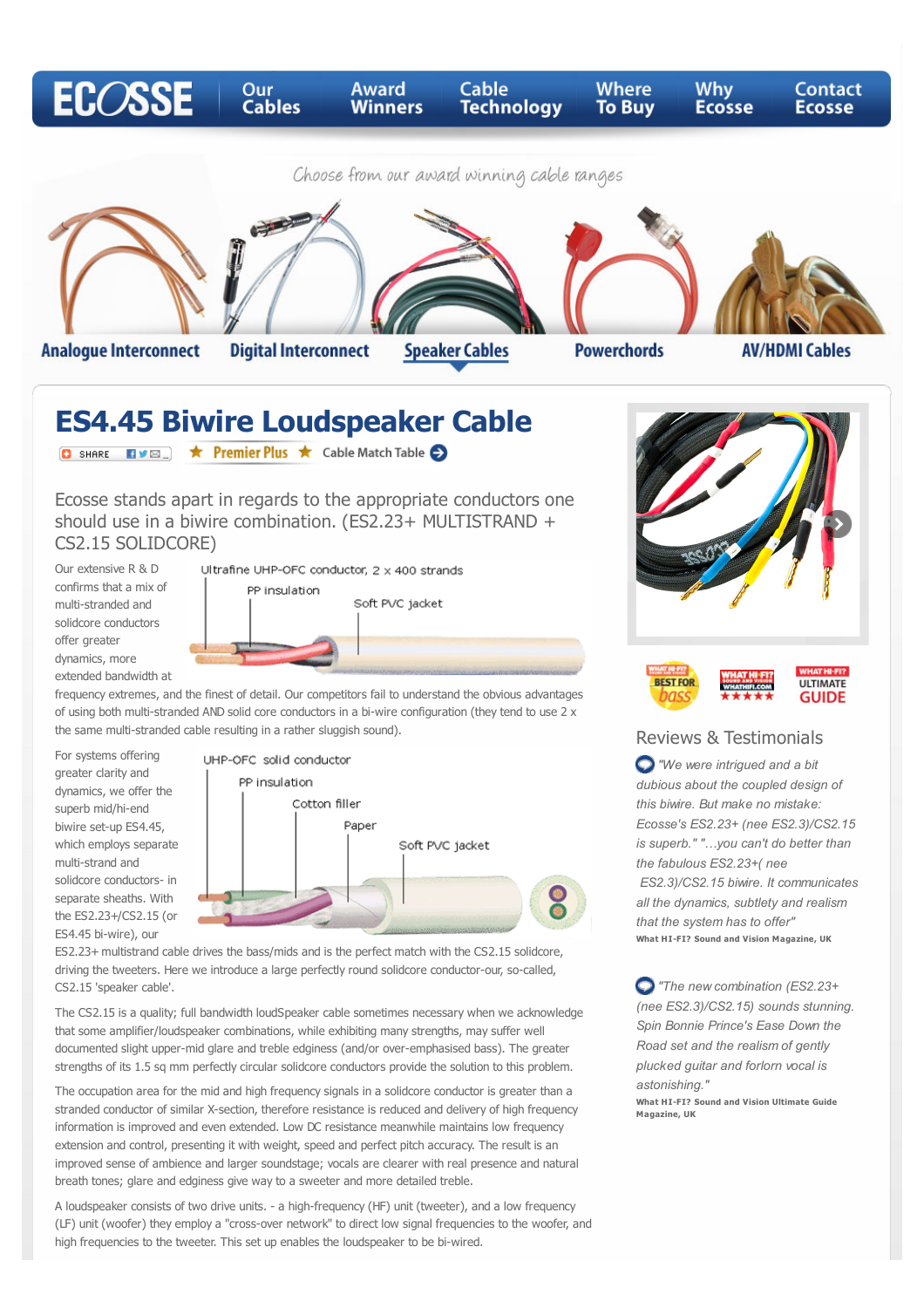ECOSSE | Our Cables | Award Winners | Cable Technology | Where To Buy | Why Ecosse | Contact Ecosse

Choose from our award winning cable ranges

Analogue Interconnect | Digital Interconnect | Speaker Cables | Powerchords | AV/HDMI Cables

# ES4.45 Biwire Loudspeaker Cable

SHARE ★ Premier Plus ★ Cable Match Table

Ecosse stands apart in regards to the appropriate conductors one should use in a biwire combination. (ES2.23+ MULTISTRAND + CS2.15 SOLIDCORE)

Ultrafine UHP-OFC conductor, 2 x 400 strands
PP insulation
Soft PVC jacket

Our extensive R & D confirms that a mix of multi-stranded and solidcore conductors offer greater dynamics, more extended bandwidth at frequency extremes, and the finest of detail. Our competitors fail to understand the obvious advantages of using both multi-stranded AND solid core conductors in a bi-wire configuration (they tend to use 2 x the same multi-stranded cable resulting in a rather sluggish sound).

UHP-OFC solid conductor
PP insulation
Cotton filler
Paper
Soft PVC jacket

For systems offering greater clarity and dynamics, we offer the superb mid/hi-end biwire set-up ES4.45, which employs separate multi-strand and solidcore conductors- in separate sheaths. With the ES2.23+/CS2.15 (or ES4.45 bi-wire), our ES2.23+ multistrand cable drives the bass/mids and is the perfect match with the CS2.15 solidcore, driving the tweeters. Here we introduce a large perfectly round solidcore conductor-our, so-called, CS2.15 'speaker cable'.

The CS2.15 is a quality; full bandwidth loudSpeaker cable sometimes necessary when we acknowledge that some amplifier/loudspeaker combinations, while exhibiting many strengths, may suffer well documented slight upper-mid glare and treble edginess (and/or over-emphasised bass). The greater strengths of its 1.5 sq mm perfectly circular solidcore conductors provide the solution to this problem.

The occupation area for the mid and high frequency signals in a solidcore conductor is greater than a stranded conductor of similar X-section, therefore resistance is reduced and delivery of high frequency information is improved and even extended. Low DC resistance meanwhile maintains low frequency extension and control, presenting it with weight, speed and perfect pitch accuracy. The result is an improved sense of ambience and larger soundstage; vocals are clearer with real presence and natural breath tones; glare and edginess give way to a sweeter and more detailed treble.

A loudspeaker consists of two drive units. - a high-frequency (HF) unit (tweeter), and a low frequency (LF) unit (woofer) they employ a "cross-over network" to direct low signal frequencies to the woofer, and high frequencies to the tweeter. This set up enables the loudspeaker to be bi-wired.

What Hi-Fi? Best for bass | What Hi-Fi? ★★★★★ | What Hi-Fi? Ultimate Guide

## Reviews & Testimonials

*"We were intrigued and a bit dubious about the coupled design of this biwire. But make no mistake: Ecosse's ES2.23+ (nee ES2.3)/CS2.15 is superb." "...you can't do better than the fabulous ES2.23+( nee ES2.3)/CS2.15 biwire. It communicates all the dynamics, subtlety and realism that the system has to offer"*

**What HI-FI? Sound and Vision Magazine, UK**

*"The new combination (ES2.23+ (nee ES2.3)/CS2.15) sounds stunning. Spin Bonnie Prince's Ease Down the Road set and the realism of gently plucked guitar and forlorn vocal is astonishing."*

**What HI-FI? Sound and Vision Ultimate Guide Magazine, UK**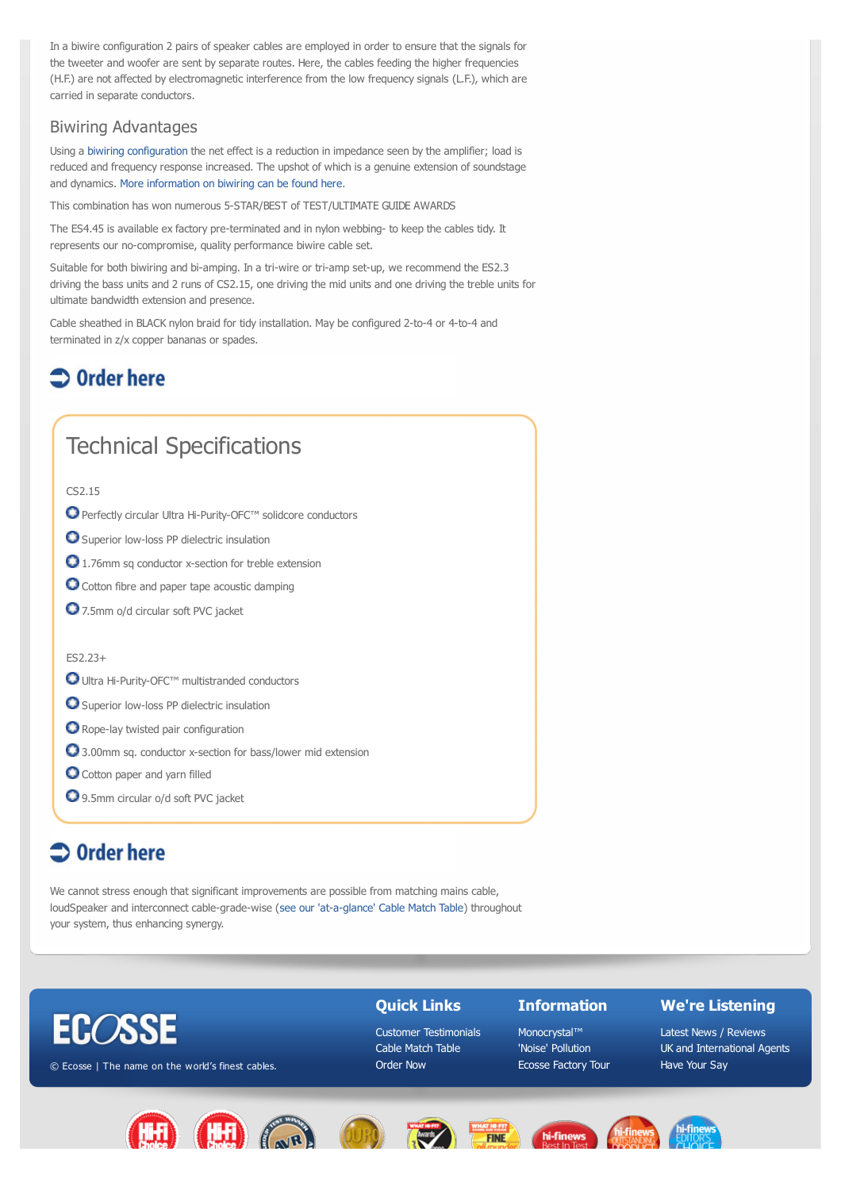In a biwire configuration 2 pairs of speaker cables are employed in order to ensure that the signals for the tweeter and woofer are sent by separate routes. Here, the cables feeding the higher frequencies (H.F.) are not affected by electromagnetic interference from the low frequency signals (L.F.), which are carried in separate conductors.

## Biwiring Advantages

Using a biwiring configuration the net effect is a reduction in impedance seen by the amplifier; load is reduced and frequency response increased. The upshot of which is a genuine extension of soundstage and dynamics. More information on biwiring can be found here.

This combination has won numerous 5-STAR/BEST of TEST/ULTIMATE GUIDE AWARDS

The ES4.45 is available ex factory pre-terminated and in nylon webbing- to keep the cables tidy. It represents our no-compromise, quality performance biwire cable set.

Suitable for both biwiring and bi-amping. In a tri-wire or tri-amp set-up, we recommend the ES2.3 driving the bass units and 2 runs of CS2.15, one driving the mid units and one driving the treble units for ultimate bandwidth extension and presence.

Cable sheathed in BLACK nylon braid for tidy installation. May be configured 2-to-4 or 4-to-4 and terminated in z/x copper bananas or spades.

**Order here**

## Technical Specifications

CS2.15

- Perfectly circular Ultra Hi-Purity-OFC™ solidcore conductors
- Superior low-loss PP dielectric insulation
- 1.76mm sq conductor x-section for treble extension
- Cotton fibre and paper tape acoustic damping
- 7.5mm o/d circular soft PVC jacket

ES2.23+

- Ultra Hi-Purity-OFC™ multistranded conductors
- Superior low-loss PP dielectric insulation
- Rope-lay twisted pair configuration
- 3.00mm sq. conductor x-section for bass/lower mid extension
- Cotton paper and yarn filled
- 9.5mm circular o/d soft PVC jacket

**Order here**

We cannot stress enough that significant improvements are possible from matching mains cable, loudSpeaker and interconnect cable-grade-wise (see our 'at-a-glance' Cable Match Table) throughout your system, thus enhancing synergy.

ECOSSE

© Ecosse | The name on the world's finest cables.

**Quick Links**

Customer Testimonials
Cable Match Table
Order Now

**Information**

Monocrystal™
'Noise' Pollution
Ecosse Factory Tour

**We're Listening**

Latest News / Reviews
UK and International Agents
Have Your Say